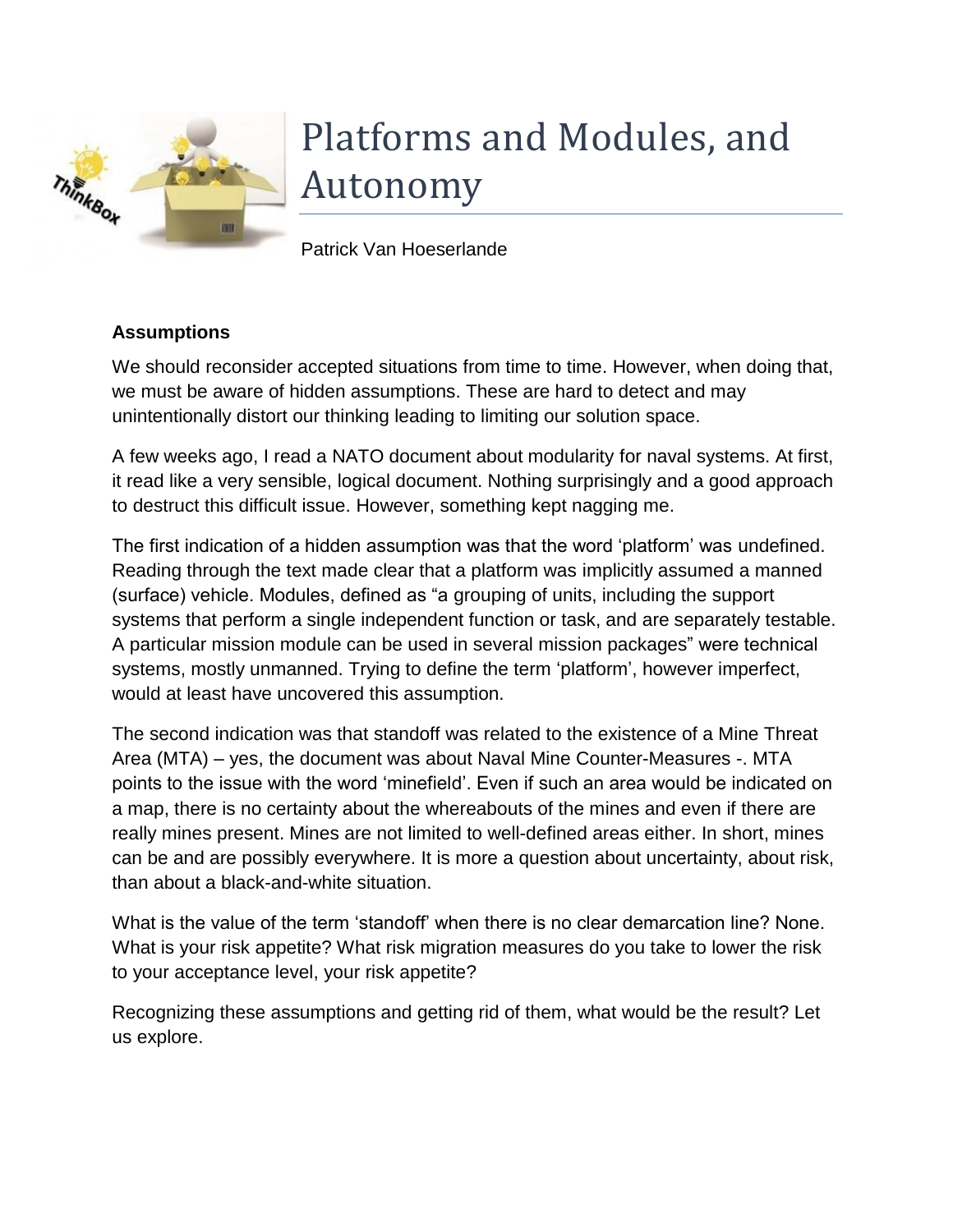# Platforms and Modules, and Autonomy

Patrick Van Hoeserlande

**Assumptions**

We should reconsider accepted situations from time to time. However, when doing that, we must be aware of hidden assumptions. These are hard to detect and may unintentionally distort our thinking leading to limiting our solution space.

A few weeks ago, I read a NATO document about modularity for naval systems. At first, it read like a very sensible, logical document. Nothing surprisingly and a good approach to destruct this difficult issue. However, something kept nagging me.

The first indication of a hidden assumption was that the word 'platform' was undefined. Reading through the text made clear that a platform was implicitly assumed a manned (surface) vehicle. Modules, defined as "a grouping of units, including the support systems that perform a single independent function or task, and are separately testable. A particular mission module can be used in several mission packages" were technical systems, mostly unmanned. Trying to define the term 'platform', however imperfect, would at least have uncovered this assumption.

The second indication was that standoff was related to the existence of a Mine Threat Area (MTA) – yes, the document was about Naval Mine Counter-Measures -. MTA points to the issue with the word 'minefield'. Even if such an area would be indicated on a map, there is no certainty about the whereabouts of the mines and even if there are really mines present. Mines are not limited to well-defined areas either. In short, mines can be and are possibly everywhere. It is more a question about uncertainty, about risk, than about a black-and-white situation.

What is the value of the term 'standoff' when there is no clear demarcation line? None. What is your risk appetite? What risk migration measures do you take to lower the risk to your acceptance level, your risk appetite?

Recognizing these assumptions and getting rid of them, what would be the result? Let us explore.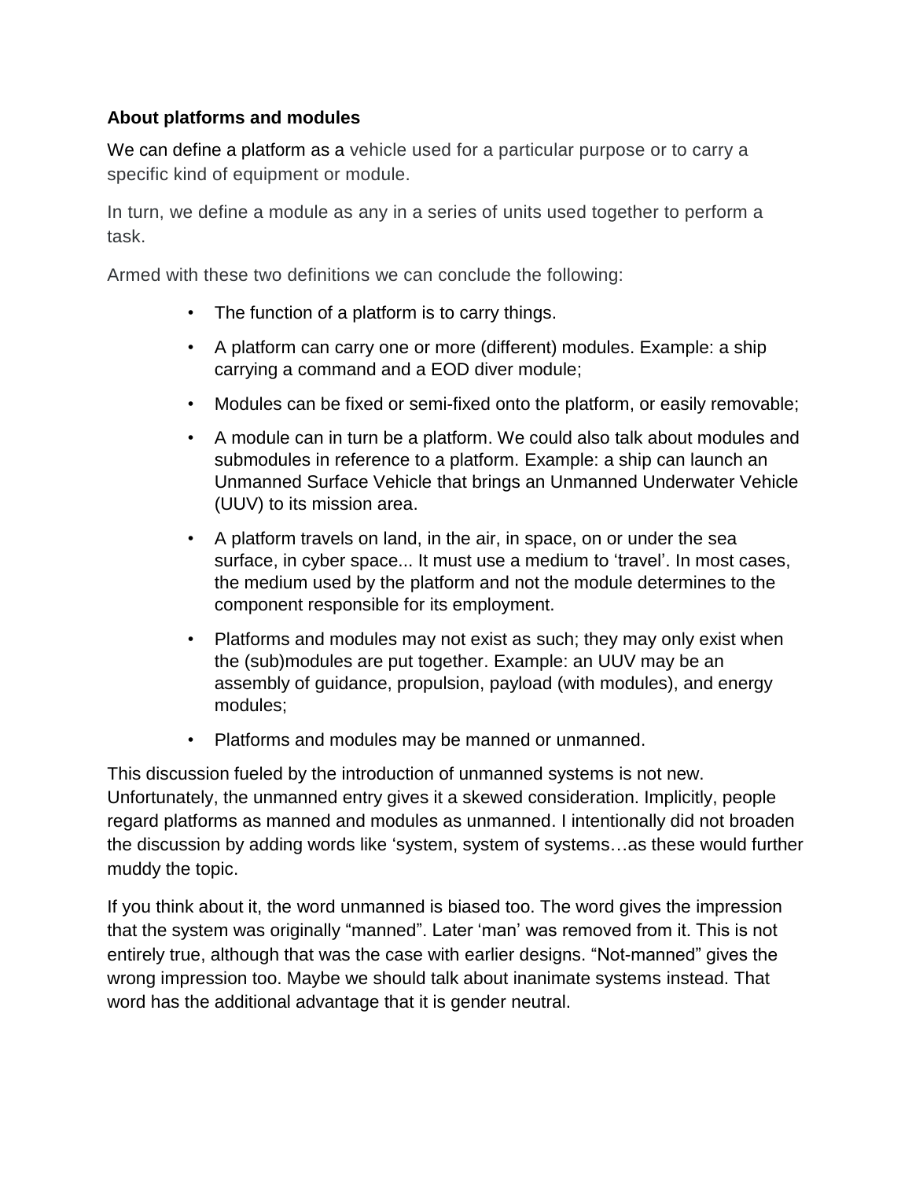**About platforms and modules**

We can define a platform as a vehicle used for a particular purpose or to carry a specific kind of equipment or module.

In turn, we define a module as any in a series of units used together to perform a task.

Armed with these two definitions we can conclude the following:

- The function of a platform is to carry things.
- A platform can carry one or more (different) modules. Example: a ship carrying a command and a EOD diver module;
- Modules can be fixed or semi-fixed onto the platform, or easily removable;
- A module can in turn be a platform. We could also talk about modules and submodules in reference to a platform. Example: a ship can launch an Unmanned Surface Vehicle that brings an Unmanned Underwater Vehicle (UUV) to its mission area.
- A platform travels on land, in the air, in space, on or under the sea surface, in cyber space... It must use a medium to 'travel'. In most cases, the medium used by the platform and not the module determines to the component responsible for its employment.
- Platforms and modules may not exist as such; they may only exist when the (sub)modules are put together. Example: an UUV may be an assembly of guidance, propulsion, payload (with modules), and energy modules;
- Platforms and modules may be manned or unmanned.

This discussion fueled by the introduction of unmanned systems is not new. Unfortunately, the unmanned entry gives it a skewed consideration. Implicitly, people regard platforms as manned and modules as unmanned. I intentionally did not broaden the discussion by adding words like 'system, system of systems…as these would further muddy the topic.

If you think about it, the word unmanned is biased too. The word gives the impression that the system was originally "manned". Later 'man' was removed from it. This is not entirely true, although that was the case with earlier designs. "Not-manned" gives the wrong impression too. Maybe we should talk about inanimate systems instead. That word has the additional advantage that it is gender neutral.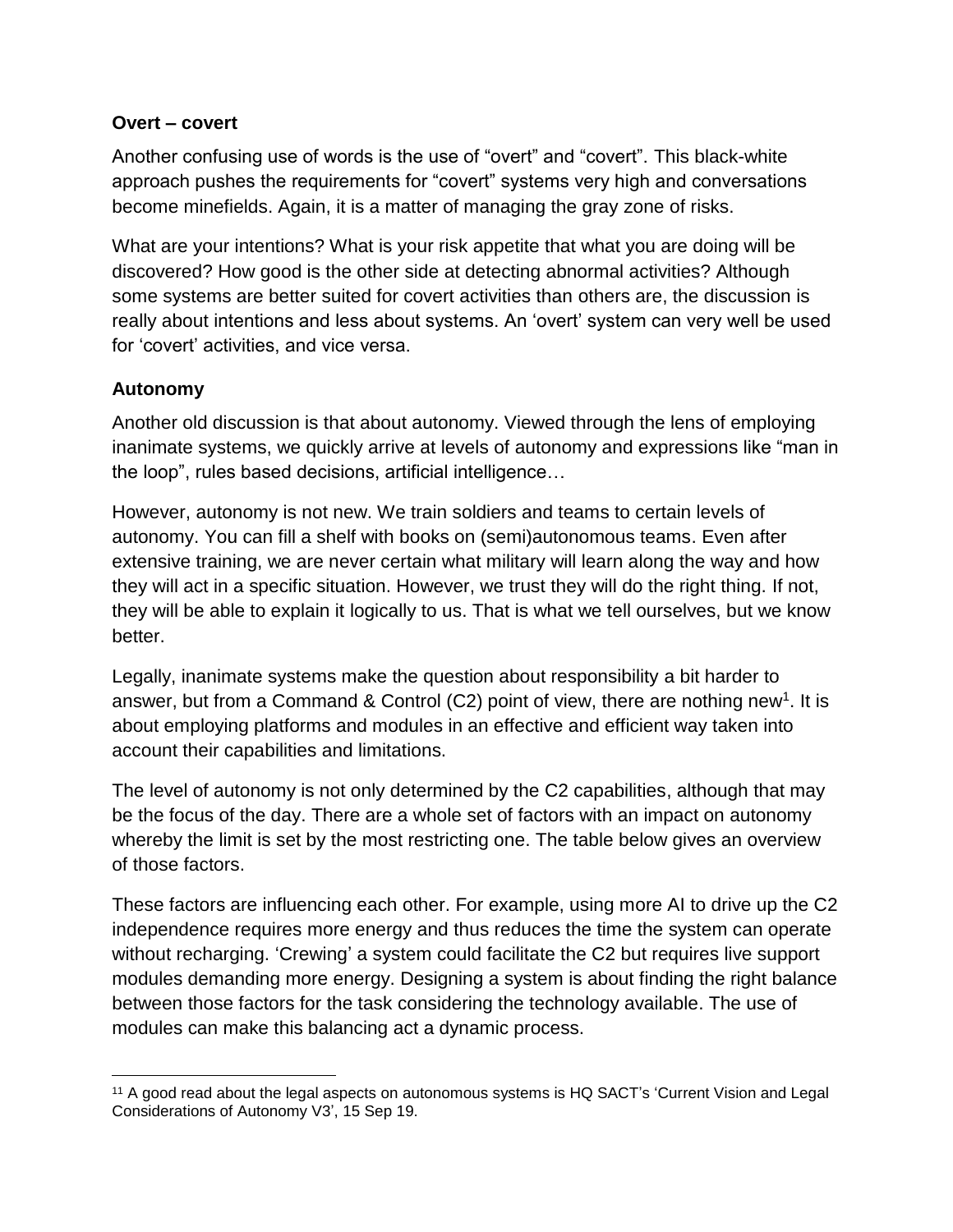**Overt – covert**

Another confusing use of words is the use of "overt" and "covert". This black-white approach pushes the requirements for "covert" systems very high and conversations become minefields. Again, it is a matter of managing the gray zone of risks.

What are your intentions? What is your risk appetite that what you are doing will be discovered? How good is the other side at detecting abnormal activities? Although some systems are better suited for covert activities than others are, the discussion is really about intentions and less about systems. An 'overt' system can very well be used for 'covert' activities, and vice versa.

**Autonomy**

Another old discussion is that about autonomy. Viewed through the lens of employing inanimate systems, we quickly arrive at levels of autonomy and expressions like "man in the loop", rules based decisions, artificial intelligence…

However, autonomy is not new. We train soldiers and teams to certain levels of autonomy. You can fill a shelf with books on (semi)autonomous teams. Even after extensive training, we are never certain what military will learn along the way and how they will act in a specific situation. However, we trust they will do the right thing. If not, they will be able to explain it logically to us. That is what we tell ourselves, but we know better.

Legally, inanimate systems make the question about responsibility a bit harder to answer, but from a Command & Control (C2) point of view, there are nothing new[1]. It is about employing platforms and modules in an effective and efficient way taken into account their capabilities and limitations.

The level of autonomy is not only determined by the C2 capabilities, although that may be the focus of the day. There are a whole set of factors with an impact on autonomy whereby the limit is set by the most restricting one. The table below gives an overview of those factors.

These factors are influencing each other. For example, using more AI to drive up the C2 independence requires more energy and thus reduces the time the system can operate without recharging. 'Crewing' a system could facilitate the C2 but requires live support modules demanding more energy. Designing a system is about finding the right balance between those factors for the task considering the technology available. The use of modules can make this balancing act a dynamic process.

---

[11] A good read about the legal aspects on autonomous systems is HQ SACT's 'Current Vision and Legal Considerations of Autonomy V3', 15 Sep 19.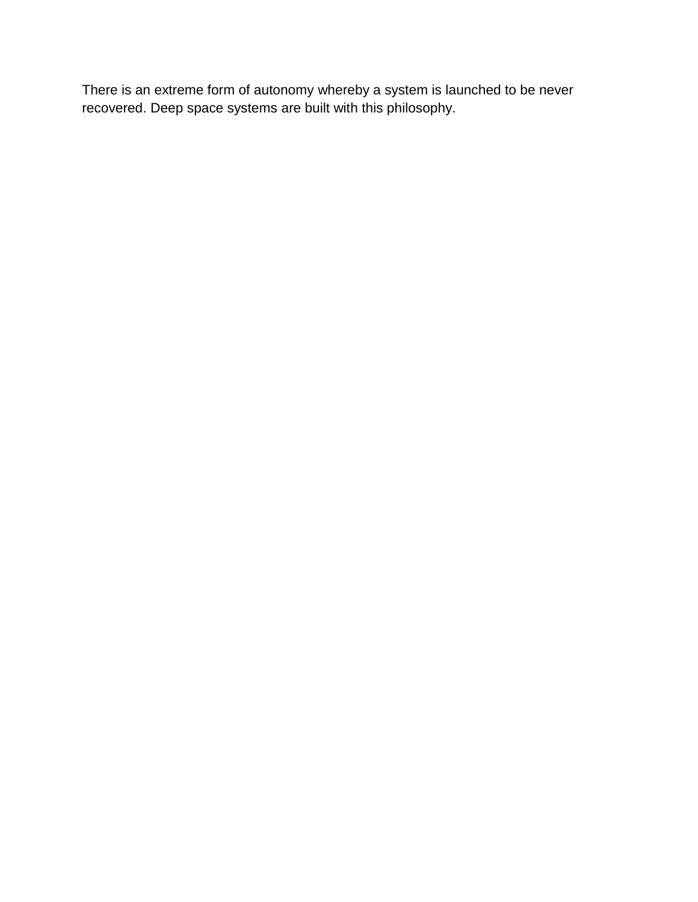There is an extreme form of autonomy whereby a system is launched to be never recovered. Deep space systems are built with this philosophy.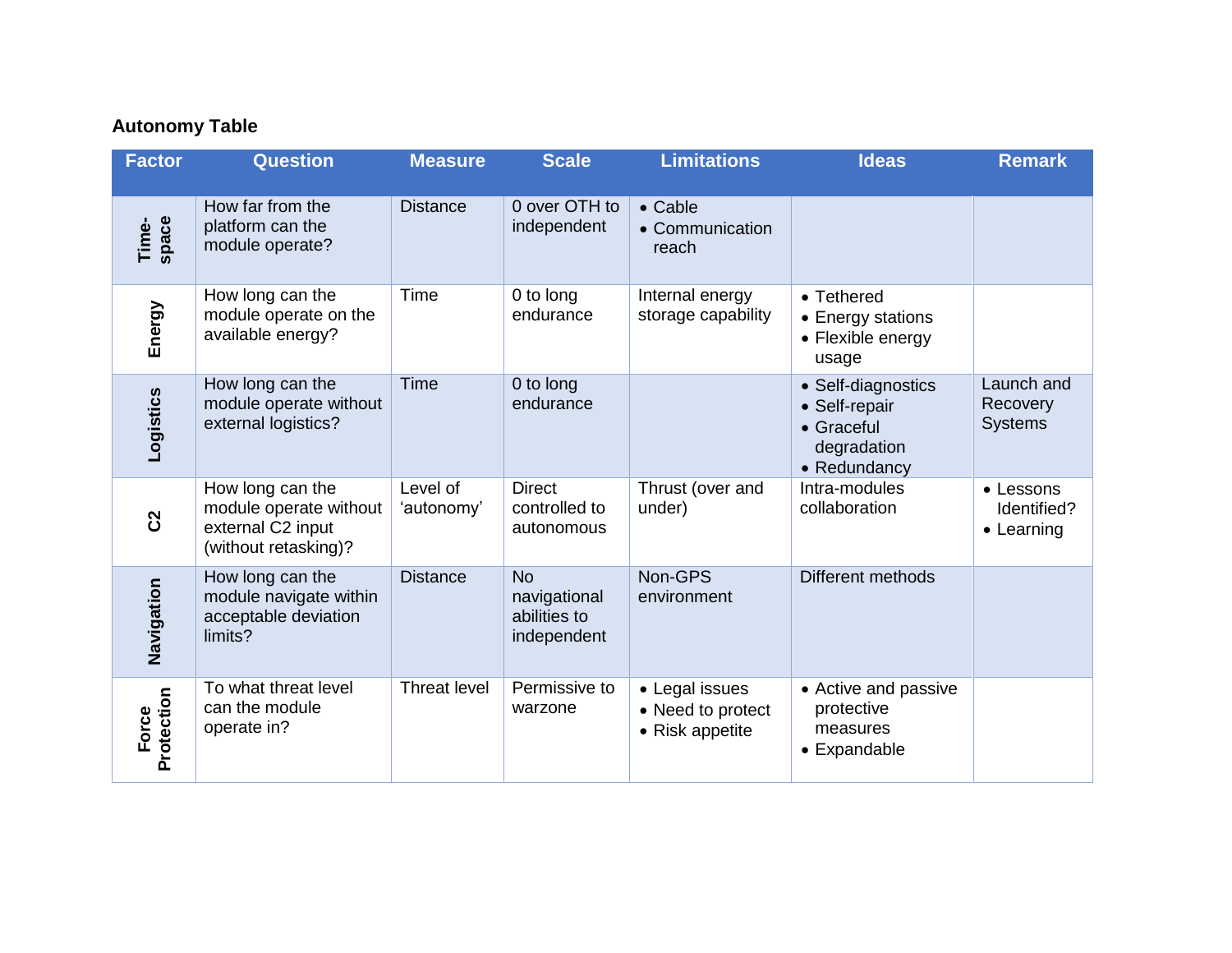**Autonomy Table**

| Factor | Question | Measure | Scale | Limitations | Ideas | Remark |
|---|---|---|---|---|---|---|
| Time-space | How far from the platform can the module operate? | Distance | 0 over OTH to independent | • Cable<br>• Communication reach | | |
| Energy | How long can the module operate on the available energy? | Time | 0 to long endurance | Internal energy storage capability | • Tethered<br>• Energy stations<br>• Flexible energy usage | |
| Logistics | How long can the module operate without external logistics? | Time | 0 to long endurance | | • Self-diagnostics<br>• Self-repair<br>• Graceful degradation<br>• Redundancy | Launch and Recovery Systems |
| C2 | How long can the module operate without external C2 input (without retasking)? | Level of 'autonomy' | Direct controlled to autonomous | Thrust (over and under) | Intra-modules collaboration | • Lessons Identified?<br>• Learning |
| Navigation | How long can the module navigate within acceptable deviation limits? | Distance | No navigational abilities to independent | Non-GPS environment | Different methods | |
| Force Protection | To what threat level can the module operate in? | Threat level | Permissive to warzone | • Legal issues<br>• Need to protect<br>• Risk appetite | • Active and passive protective measures<br>• Expandable | |